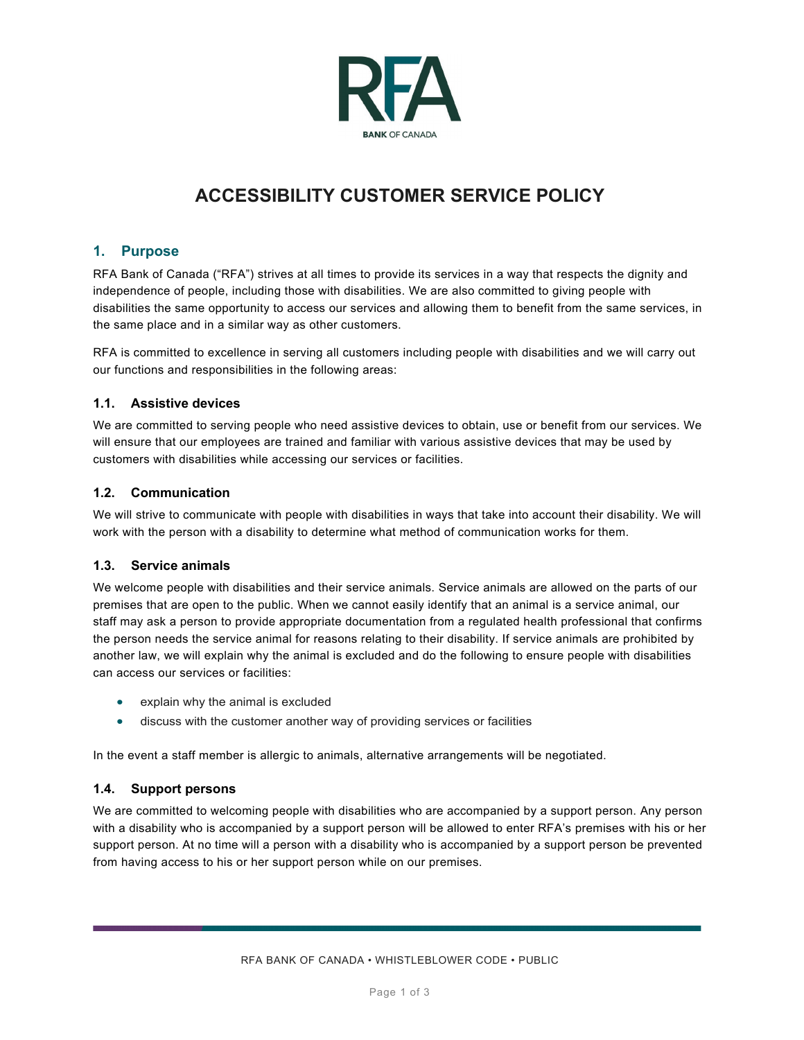# ACCESSIBILITY CUSTOMER SERVICE POLICY

## 1. Purpose

RFA Bank of Canada ("RFA") strives at all times to provide its services in a way that respects the dignity and independence of people, including those with disabilities. We are also committed to giving people with disabilities the same opportunity to access our services and allowing them to benefit from the same services, in the same place and in a similar way as other customers.

RFA is committed to excellence in serving all customers including people with disabilities and we will carry out our functions and responsibilities in the following areas:

### 1.1. Assistive devices

We are committed to serving people who need assistive devices to obtain, use or benefit from our services. We will ensure that our employees are trained and familiar with various assistive devices that may be used by customers with disabilities while accessing our services or facilities.

### 1.2. Communication

We will strive to communicate with people with disabilities in ways that take into account their disability. We will work with the person with a disability to determine what method of communication works for them.

### 1.3. Service animals

We welcome people with disabilities and their service animals. Service animals are allowed on the parts of our premises that are open to the public. When we cannot easily identify that an animal is a service animal, our staff may ask a person to provide appropriate documentation from a regulated health professional that confirms the person needs the service animal for reasons relating to their disability. If service animals are prohibited by another law, we will explain why the animal is excluded and do the following to ensure people with disabilities can access our services or facilities:

- explain why the animal is excluded
- discuss with the customer another way of providing services or facilities

In the event a staff member is allergic to animals, alternative arrangements will be negotiated.

### 1.4. Support persons

We are committed to welcoming people with disabilities who are accompanied by a support person. Any person with a disability who is accompanied by a support person will be allowed to enter RFA's premises with his or her support person. At no time will a person with a disability who is accompanied by a support person be prevented from having access to his or her support person while on our premises.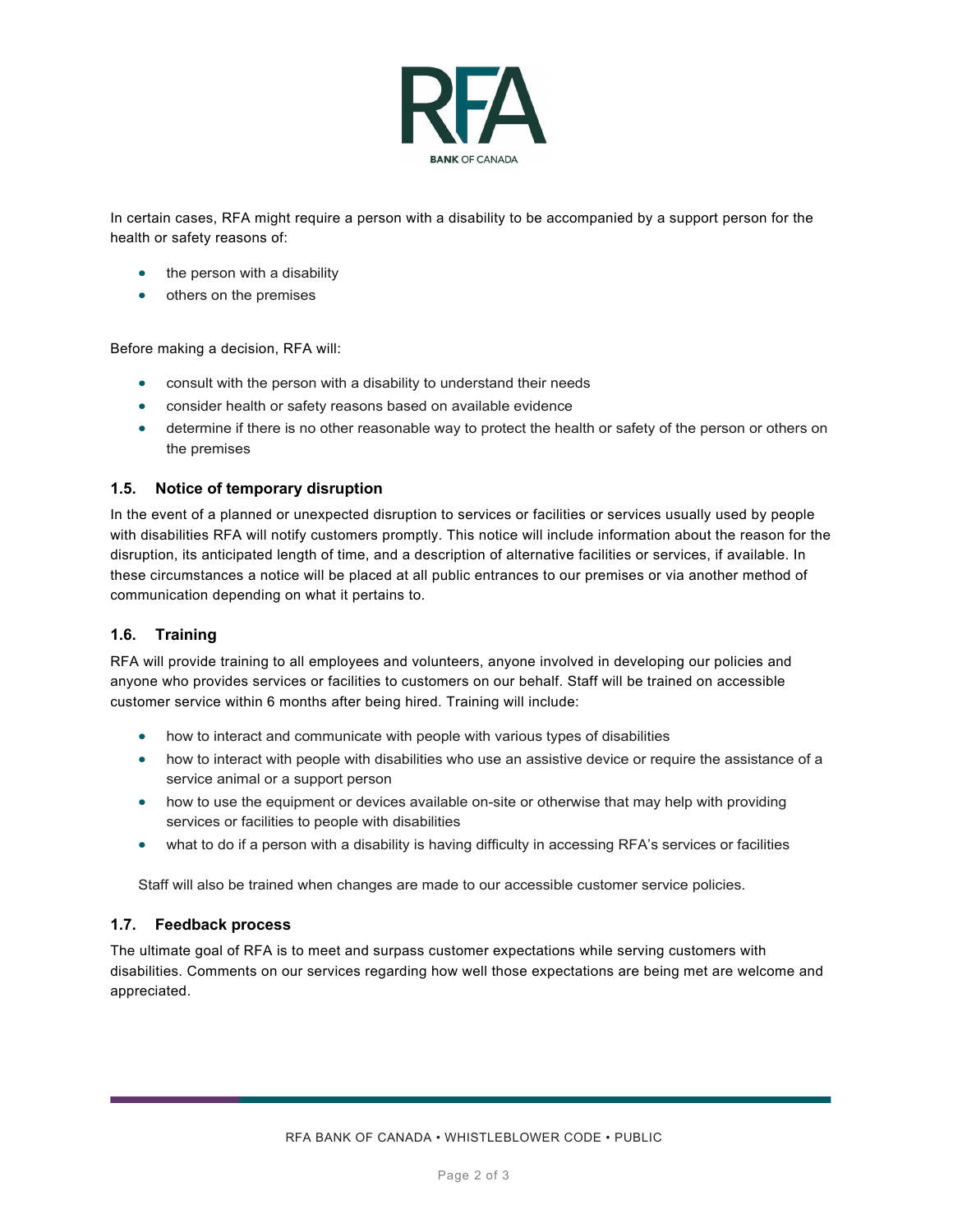In certain cases, RFA might require a person with a disability to be accompanied by a support person for the health or safety reasons of:

- the person with a disability
- others on the premises

Before making a decision, RFA will:

- consult with the person with a disability to understand their needs
- consider health or safety reasons based on available evidence
- determine if there is no other reasonable way to protect the health or safety of the person or others on the premises

### 1.5. Notice of temporary disruption

In the event of a planned or unexpected disruption to services or facilities or services usually used by people with disabilities RFA will notify customers promptly. This notice will include information about the reason for the disruption, its anticipated length of time, and a description of alternative facilities or services, if available. In these circumstances a notice will be placed at all public entrances to our premises or via another method of communication depending on what it pertains to.

### 1.6. Training

RFA will provide training to all employees and volunteers, anyone involved in developing our policies and anyone who provides services or facilities to customers on our behalf. Staff will be trained on accessible customer service within 6 months after being hired. Training will include:

- how to interact and communicate with people with various types of disabilities
- how to interact with people with disabilities who use an assistive device or require the assistance of a service animal or a support person
- how to use the equipment or devices available on-site or otherwise that may help with providing services or facilities to people with disabilities
- what to do if a person with a disability is having difficulty in accessing RFA's services or facilities

Staff will also be trained when changes are made to our accessible customer service policies.

### 1.7. Feedback process

The ultimate goal of RFA is to meet and surpass customer expectations while serving customers with disabilities. Comments on our services regarding how well those expectations are being met are welcome and appreciated.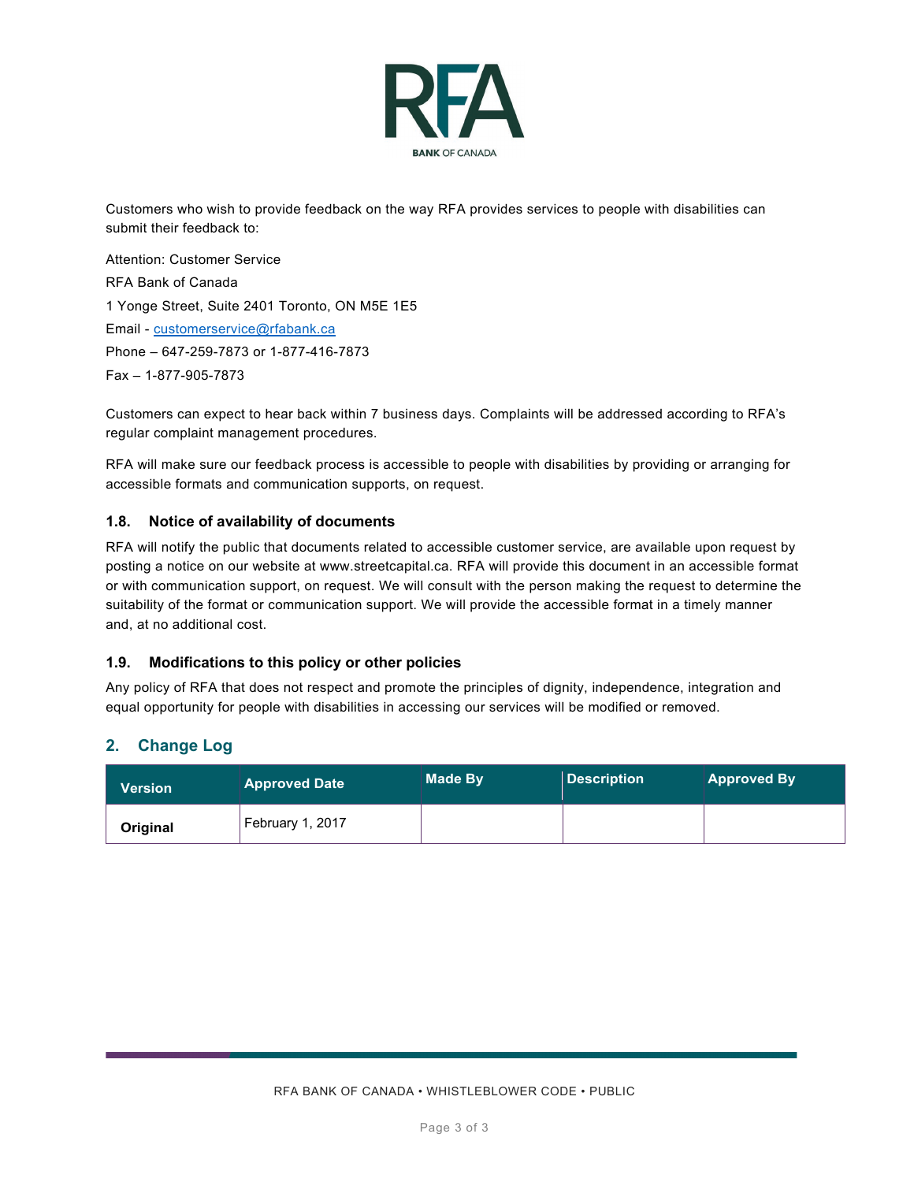RFA

BANK OF CANADA

Customers who wish to provide feedback on the way RFA provides services to people with disabilities can submit their feedback to:

Attention: Customer Service

RFA Bank of Canada

1 Yonge Street, Suite 2401 Toronto, ON M5E 1E5

Email - customerservice@rfabank.ca

Phone – 647-259-7873 or 1-877-416-7873

Fax – 1-877-905-7873

Customers can expect to hear back within 7 business days. Complaints will be addressed according to RFA's regular complaint management procedures.

RFA will make sure our feedback process is accessible to people with disabilities by providing or arranging for accessible formats and communication supports, on request.

### 1.8. Notice of availability of documents

RFA will notify the public that documents related to accessible customer service, are available upon request by posting a notice on our website at www.streetcapital.ca. RFA will provide this document in an accessible format or with communication support, on request. We will consult with the person making the request to determine the suitability of the format or communication support. We will provide the accessible format in a timely manner and, at no additional cost.

### 1.9. Modifications to this policy or other policies

Any policy of RFA that does not respect and promote the principles of dignity, independence, integration and equal opportunity for people with disabilities in accessing our services will be modified or removed.

## 2. Change Log

| Version | Approved Date | Made By | Description | Approved By |
|---|---|---|---|---|
| **Original** | February 1, 2017 | | | |

RFA BANK OF CANADA • WHISTLEBLOWER CODE • PUBLIC